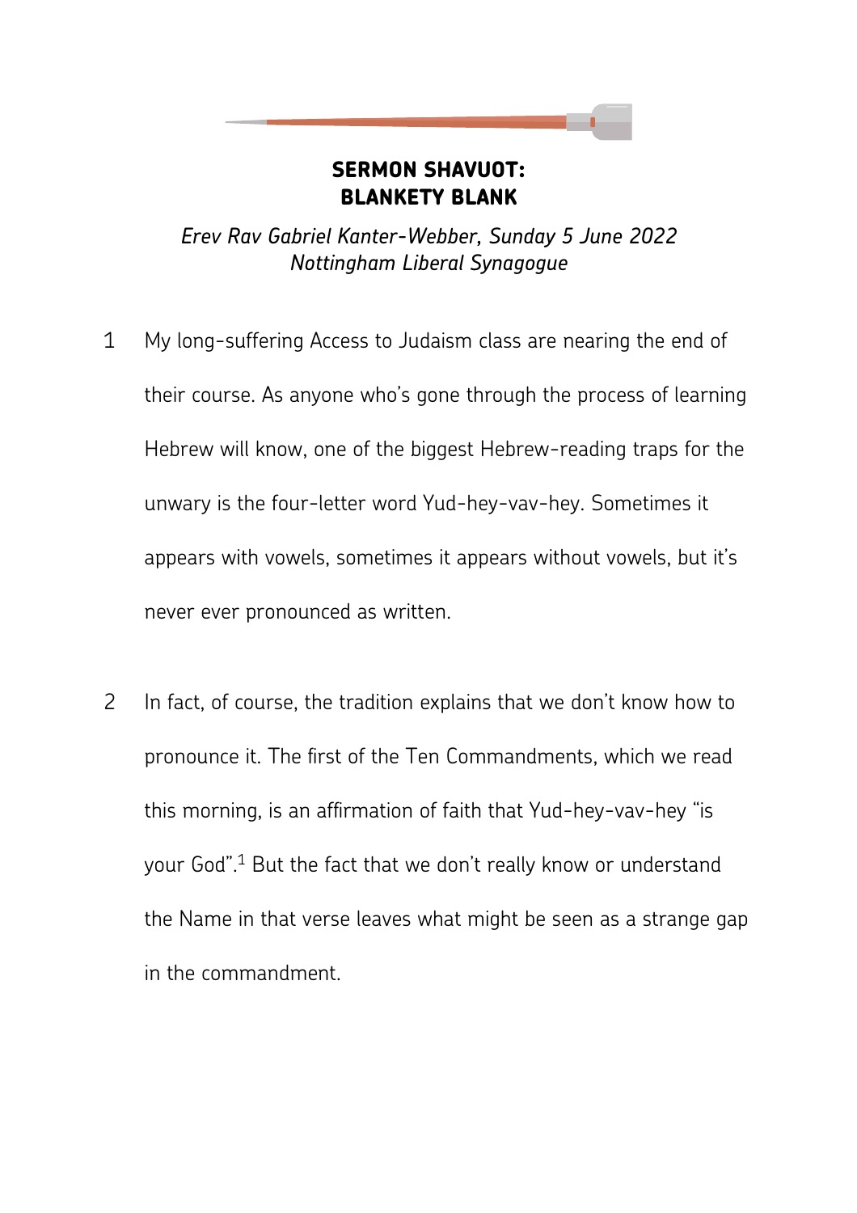# SERMON SHAVUOT: BLANKETY BLANK

*Erev Rav Gabriel Kanter-Webber, Sunday 5 June 2022*
*Nottingham Liberal Synagogue*

1 My long-suffering Access to Judaism class are nearing the end of their course. As anyone who's gone through the process of learning Hebrew will know, one of the biggest Hebrew-reading traps for the unwary is the four-letter word Yud-hey-vav-hey. Sometimes it appears with vowels, sometimes it appears without vowels, but it's never ever pronounced as written.

2 In fact, of course, the tradition explains that we don't know how to pronounce it. The first of the Ten Commandments, which we read this morning, is an affirmation of faith that Yud-hey-vav-hey "is your God".[1] But the fact that we don't really know or understand the Name in that verse leaves what might be seen as a strange gap in the commandment.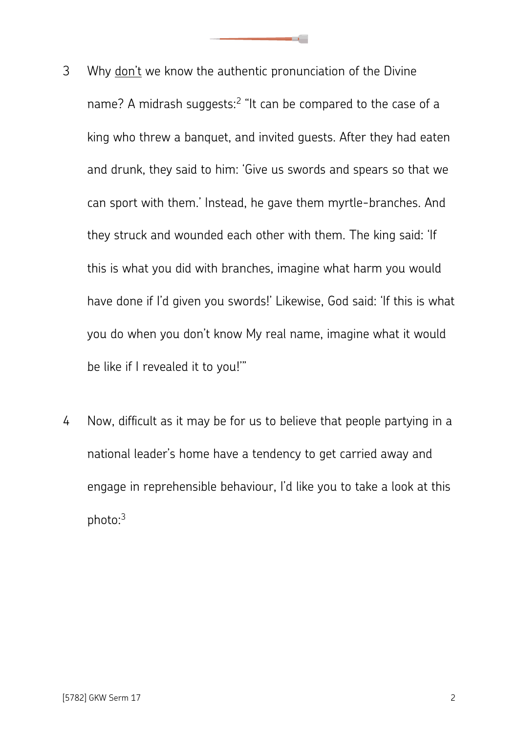3 Why <u>don't</u> we know the authentic pronunciation of the Divine name? A midrash suggests:[2] "It can be compared to the case of a king who threw a banquet, and invited guests. After they had eaten and drunk, they said to him: 'Give us swords and spears so that we can sport with them.' Instead, he gave them myrtle-branches. And they struck and wounded each other with them. The king said: 'If this is what you did with branches, imagine what harm you would have done if I'd given you swords!' Likewise, God said: 'If this is what you do when you don't know My real name, imagine what it would be like if I revealed it to you!'"

4 Now, difficult as it may be for us to believe that people partying in a national leader's home have a tendency to get carried away and engage in reprehensible behaviour, I'd like you to take a look at this photo:[3]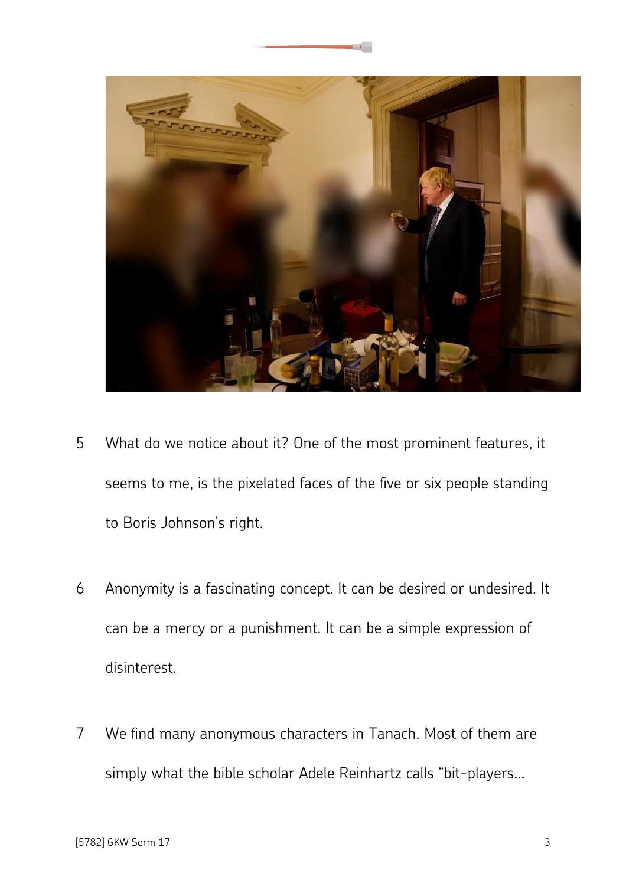5 What do we notice about it? One of the most prominent features, it seems to me, is the pixelated faces of the five or six people standing to Boris Johnson's right.

6 Anonymity is a fascinating concept. It can be desired or undesired. It can be a mercy or a punishment. It can be a simple expression of disinterest.

7 We find many anonymous characters in Tanach. Most of them are simply what the bible scholar Adele Reinhartz calls "bit-players…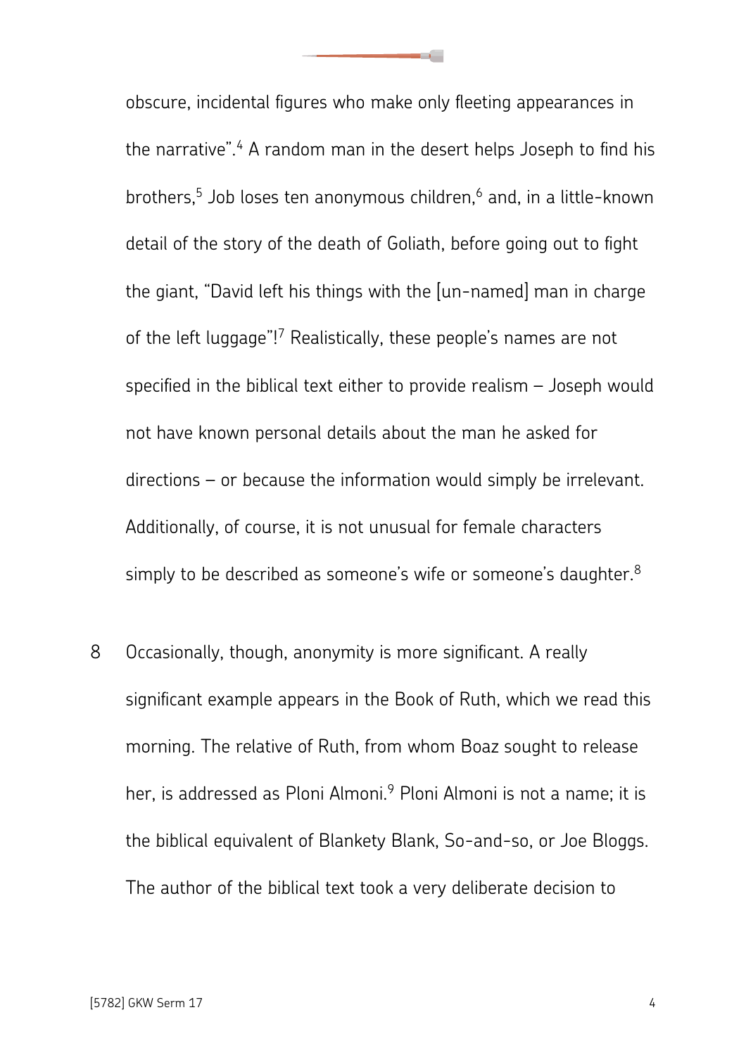obscure, incidental figures who make only fleeting appearances in the narrative".[4] A random man in the desert helps Joseph to find his brothers,[5] Job loses ten anonymous children,[6] and, in a little-known detail of the story of the death of Goliath, before going out to fight the giant, "David left his things with the [un-named] man in charge of the left luggage"![7] Realistically, these people's names are not specified in the biblical text either to provide realism – Joseph would not have known personal details about the man he asked for directions – or because the information would simply be irrelevant. Additionally, of course, it is not unusual for female characters simply to be described as someone's wife or someone's daughter.[8]

8 Occasionally, though, anonymity is more significant. A really significant example appears in the Book of Ruth, which we read this morning. The relative of Ruth, from whom Boaz sought to release her, is addressed as Ploni Almoni.[9] Ploni Almoni is not a name; it is the biblical equivalent of Blankety Blank, So-and-so, or Joe Bloggs. The author of the biblical text took a very deliberate decision to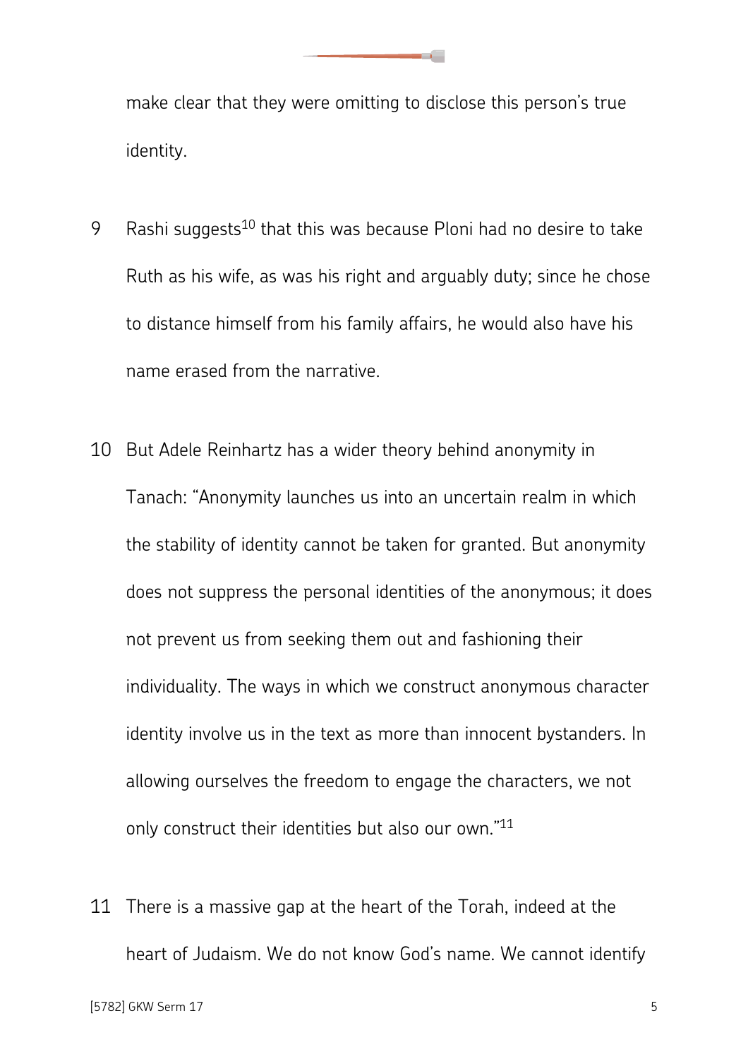make clear that they were omitting to disclose this person's true identity.

9 Rashi suggests[10] that this was because Ploni had no desire to take Ruth as his wife, as was his right and arguably duty; since he chose to distance himself from his family affairs, he would also have his name erased from the narrative.

10 But Adele Reinhartz has a wider theory behind anonymity in Tanach: "Anonymity launches us into an uncertain realm in which the stability of identity cannot be taken for granted. But anonymity does not suppress the personal identities of the anonymous; it does not prevent us from seeking them out and fashioning their individuality. The ways in which we construct anonymous character identity involve us in the text as more than innocent bystanders. In allowing ourselves the freedom to engage the characters, we not only construct their identities but also our own."[11]

11 There is a massive gap at the heart of the Torah, indeed at the heart of Judaism. We do not know God's name. We cannot identify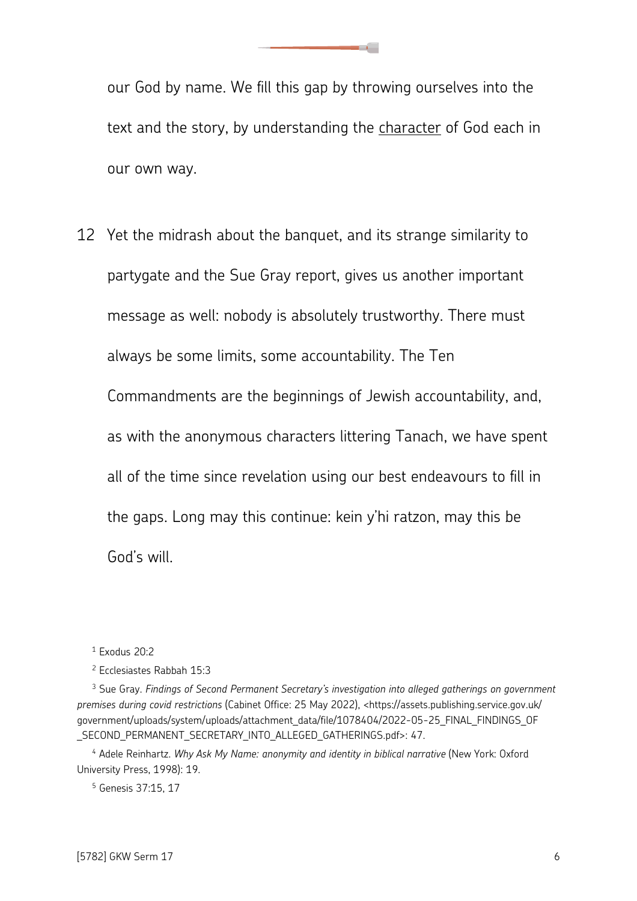our God by name. We fill this gap by throwing ourselves into the text and the story, by understanding the <u>character</u> of God each in our own way.

12 Yet the midrash about the banquet, and its strange similarity to partygate and the Sue Gray report, gives us another important message as well: nobody is absolutely trustworthy. There must always be some limits, some accountability. The Ten Commandments are the beginnings of Jewish accountability, and, as with the anonymous characters littering Tanach, we have spent all of the time since revelation using our best endeavours to fill in the gaps. Long may this continue: kein y'hi ratzon, may this be God's will.

---

[1] Exodus 20:2

[2] Ecclesiastes Rabbah 15:3

[3] Sue Gray. *Findings of Second Permanent Secretary's investigation into alleged gatherings on government premises during covid restrictions* (Cabinet Office: 25 May 2022), <https://assets.publishing.service.gov.uk/government/uploads/system/uploads/attachment_data/file/1078404/2022-05-25_FINAL_FINDINGS_OF_SECOND_PERMANENT_SECRETARY_INTO_ALLEGED_GATHERINGS.pdf>: 47.

[4] Adele Reinhartz. *Why Ask My Name: anonymity and identity in biblical narrative* (New York: Oxford University Press, 1998): 19.

[5] Genesis 37:15, 17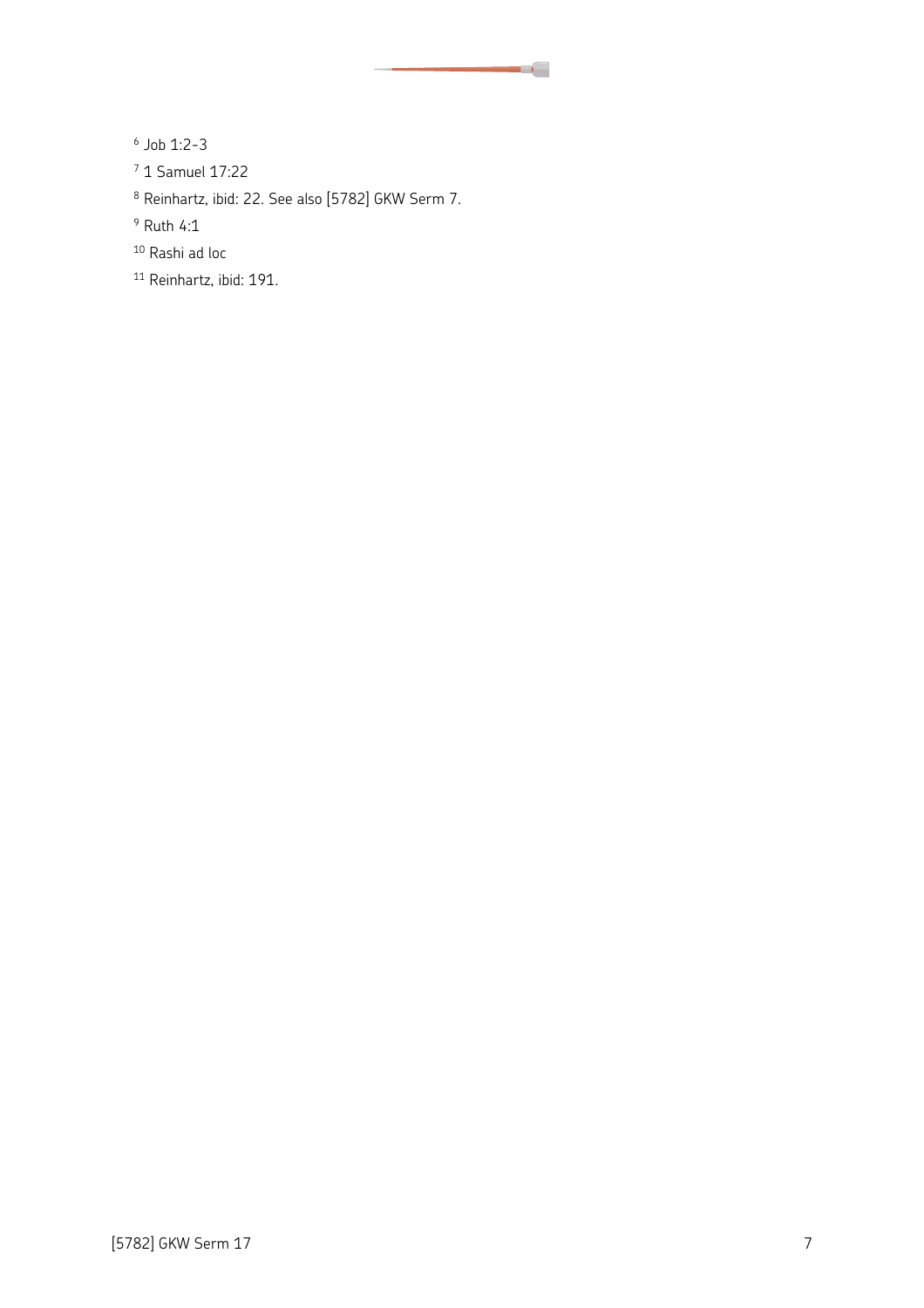[6] Job 1:2-3

[7] 1 Samuel 17:22

[8] Reinhartz, ibid: 22. See also [5782] GKW Serm 7.

[9] Ruth 4:1

[10] Rashi ad loc

[11] Reinhartz, ibid: 191.